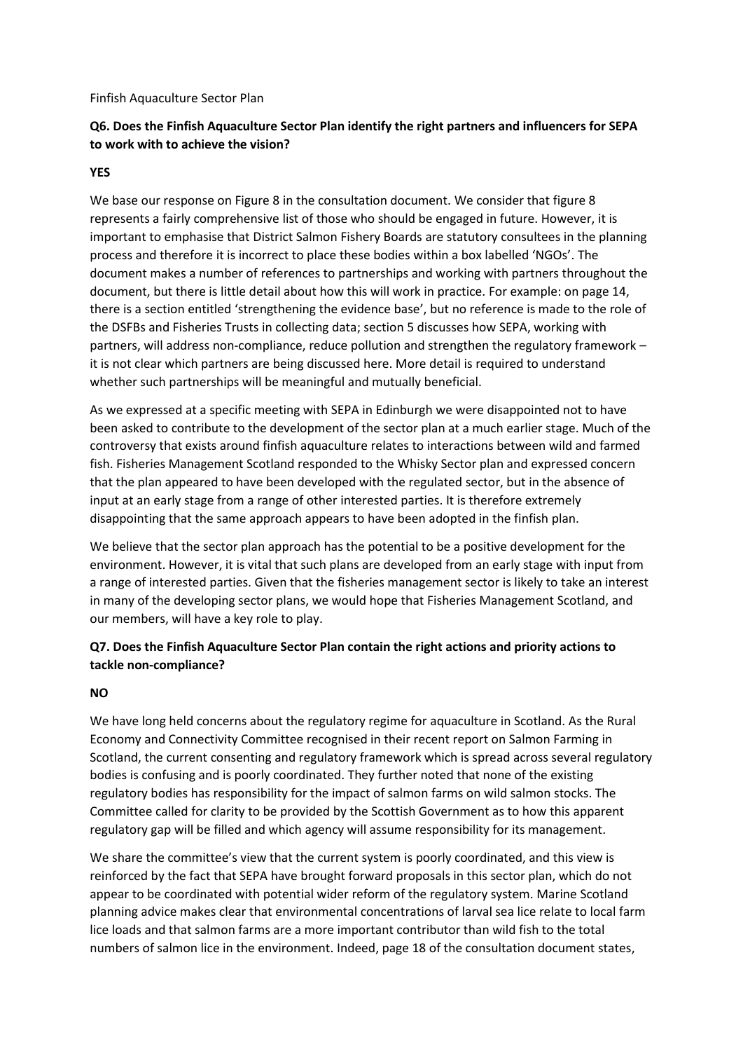Finfish Aquaculture Sector Plan

**Q6. Does the Finfish Aquaculture Sector Plan identify the right partners and influencers for SEPA to work with to achieve the vision?**

**YES**

We base our response on Figure 8 in the consultation document. We consider that figure 8 represents a fairly comprehensive list of those who should be engaged in future. However, it is important to emphasise that District Salmon Fishery Boards are statutory consultees in the planning process and therefore it is incorrect to place these bodies within a box labelled 'NGOs'. The document makes a number of references to partnerships and working with partners throughout the document, but there is little detail about how this will work in practice. For example: on page 14, there is a section entitled 'strengthening the evidence base', but no reference is made to the role of the DSFBs and Fisheries Trusts in collecting data; section 5 discusses how SEPA, working with partners, will address non-compliance, reduce pollution and strengthen the regulatory framework – it is not clear which partners are being discussed here. More detail is required to understand whether such partnerships will be meaningful and mutually beneficial.

As we expressed at a specific meeting with SEPA in Edinburgh we were disappointed not to have been asked to contribute to the development of the sector plan at a much earlier stage. Much of the controversy that exists around finfish aquaculture relates to interactions between wild and farmed fish. Fisheries Management Scotland responded to the Whisky Sector plan and expressed concern that the plan appeared to have been developed with the regulated sector, but in the absence of input at an early stage from a range of other interested parties. It is therefore extremely disappointing that the same approach appears to have been adopted in the finfish plan.

We believe that the sector plan approach has the potential to be a positive development for the environment. However, it is vital that such plans are developed from an early stage with input from a range of interested parties. Given that the fisheries management sector is likely to take an interest in many of the developing sector plans, we would hope that Fisheries Management Scotland, and our members, will have a key role to play.

**Q7. Does the Finfish Aquaculture Sector Plan contain the right actions and priority actions to tackle non-compliance?**

**NO**

We have long held concerns about the regulatory regime for aquaculture in Scotland. As the Rural Economy and Connectivity Committee recognised in their recent report on Salmon Farming in Scotland, the current consenting and regulatory framework which is spread across several regulatory bodies is confusing and is poorly coordinated. They further noted that none of the existing regulatory bodies has responsibility for the impact of salmon farms on wild salmon stocks. The Committee called for clarity to be provided by the Scottish Government as to how this apparent regulatory gap will be filled and which agency will assume responsibility for its management.

We share the committee's view that the current system is poorly coordinated, and this view is reinforced by the fact that SEPA have brought forward proposals in this sector plan, which do not appear to be coordinated with potential wider reform of the regulatory system. Marine Scotland planning advice makes clear that environmental concentrations of larval sea lice relate to local farm lice loads and that salmon farms are a more important contributor than wild fish to the total numbers of salmon lice in the environment. Indeed, page 18 of the consultation document states,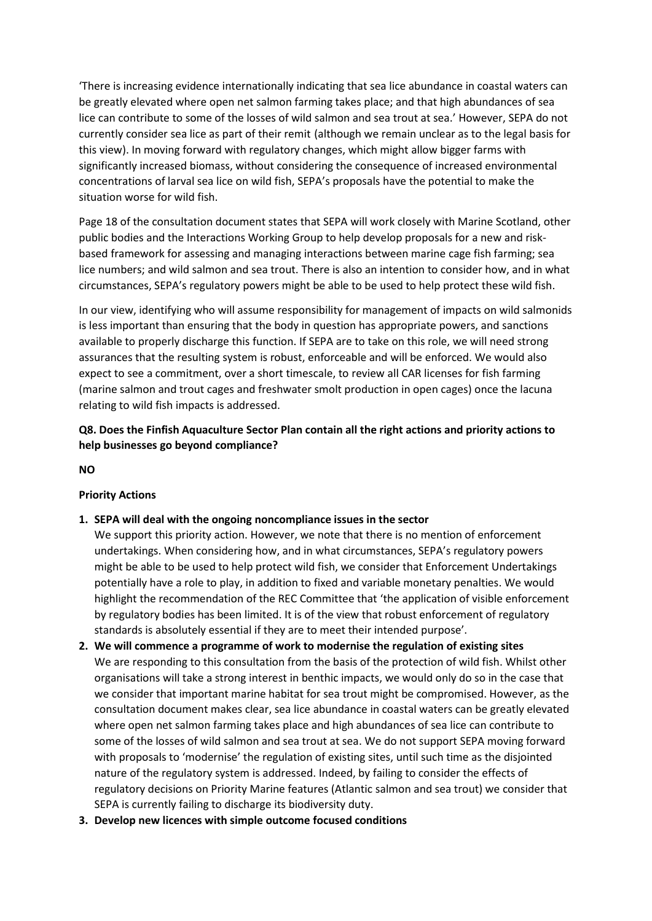'There is increasing evidence internationally indicating that sea lice abundance in coastal waters can be greatly elevated where open net salmon farming takes place; and that high abundances of sea lice can contribute to some of the losses of wild salmon and sea trout at sea.' However, SEPA do not currently consider sea lice as part of their remit (although we remain unclear as to the legal basis for this view). In moving forward with regulatory changes, which might allow bigger farms with significantly increased biomass, without considering the consequence of increased environmental concentrations of larval sea lice on wild fish, SEPA's proposals have the potential to make the situation worse for wild fish.

Page 18 of the consultation document states that SEPA will work closely with Marine Scotland, other public bodies and the Interactions Working Group to help develop proposals for a new and risk-based framework for assessing and managing interactions between marine cage fish farming; sea lice numbers; and wild salmon and sea trout. There is also an intention to consider how, and in what circumstances, SEPA's regulatory powers might be able to be used to help protect these wild fish.

In our view, identifying who will assume responsibility for management of impacts on wild salmonids is less important than ensuring that the body in question has appropriate powers, and sanctions available to properly discharge this function. If SEPA are to take on this role, we will need strong assurances that the resulting system is robust, enforceable and will be enforced. We would also expect to see a commitment, over a short timescale, to review all CAR licenses for fish farming (marine salmon and trout cages and freshwater smolt production in open cages) once the lacuna relating to wild fish impacts is addressed.

**Q8. Does the Finfish Aquaculture Sector Plan contain all the right actions and priority actions to help businesses go beyond compliance?**

**NO**

**Priority Actions**

1. **SEPA will deal with the ongoing noncompliance issues in the sector**
   We support this priority action. However, we note that there is no mention of enforcement undertakings. When considering how, and in what circumstances, SEPA's regulatory powers might be able to be used to help protect wild fish, we consider that Enforcement Undertakings potentially have a role to play, in addition to fixed and variable monetary penalties. We would highlight the recommendation of the REC Committee that 'the application of visible enforcement by regulatory bodies has been limited. It is of the view that robust enforcement of regulatory standards is absolutely essential if they are to meet their intended purpose'.
2. **We will commence a programme of work to modernise the regulation of existing sites**
   We are responding to this consultation from the basis of the protection of wild fish. Whilst other organisations will take a strong interest in benthic impacts, we would only do so in the case that we consider that important marine habitat for sea trout might be compromised. However, as the consultation document makes clear, sea lice abundance in coastal waters can be greatly elevated where open net salmon farming takes place and high abundances of sea lice can contribute to some of the losses of wild salmon and sea trout at sea. We do not support SEPA moving forward with proposals to 'modernise' the regulation of existing sites, until such time as the disjointed nature of the regulatory system is addressed. Indeed, by failing to consider the effects of regulatory decisions on Priority Marine features (Atlantic salmon and sea trout) we consider that SEPA is currently failing to discharge its biodiversity duty.
3. **Develop new licences with simple outcome focused conditions**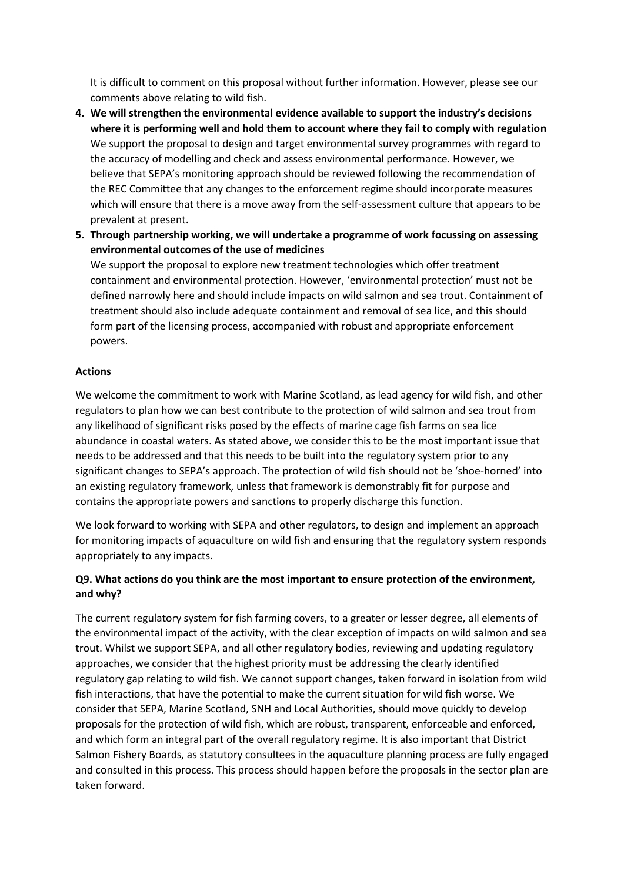It is difficult to comment on this proposal without further information. However, please see our comments above relating to wild fish.

4. **We will strengthen the environmental evidence available to support the industry's decisions where it is performing well and hold them to account where they fail to comply with regulation**
   We support the proposal to design and target environmental survey programmes with regard to the accuracy of modelling and check and assess environmental performance. However, we believe that SEPA's monitoring approach should be reviewed following the recommendation of the REC Committee that any changes to the enforcement regime should incorporate measures which will ensure that there is a move away from the self-assessment culture that appears to be prevalent at present.

5. **Through partnership working, we will undertake a programme of work focussing on assessing environmental outcomes of the use of medicines**
   We support the proposal to explore new treatment technologies which offer treatment containment and environmental protection. However, 'environmental protection' must not be defined narrowly here and should include impacts on wild salmon and sea trout. Containment of treatment should also include adequate containment and removal of sea lice, and this should form part of the licensing process, accompanied with robust and appropriate enforcement powers.

**Actions**

We welcome the commitment to work with Marine Scotland, as lead agency for wild fish, and other regulators to plan how we can best contribute to the protection of wild salmon and sea trout from any likelihood of significant risks posed by the effects of marine cage fish farms on sea lice abundance in coastal waters. As stated above, we consider this to be the most important issue that needs to be addressed and that this needs to be built into the regulatory system prior to any significant changes to SEPA's approach. The protection of wild fish should not be 'shoe-horned' into an existing regulatory framework, unless that framework is demonstrably fit for purpose and contains the appropriate powers and sanctions to properly discharge this function.

We look forward to working with SEPA and other regulators, to design and implement an approach for monitoring impacts of aquaculture on wild fish and ensuring that the regulatory system responds appropriately to any impacts.

**Q9. What actions do you think are the most important to ensure protection of the environment, and why?**

The current regulatory system for fish farming covers, to a greater or lesser degree, all elements of the environmental impact of the activity, with the clear exception of impacts on wild salmon and sea trout. Whilst we support SEPA, and all other regulatory bodies, reviewing and updating regulatory approaches, we consider that the highest priority must be addressing the clearly identified regulatory gap relating to wild fish. We cannot support changes, taken forward in isolation from wild fish interactions, that have the potential to make the current situation for wild fish worse. We consider that SEPA, Marine Scotland, SNH and Local Authorities, should move quickly to develop proposals for the protection of wild fish, which are robust, transparent, enforceable and enforced, and which form an integral part of the overall regulatory regime. It is also important that District Salmon Fishery Boards, as statutory consultees in the aquaculture planning process are fully engaged and consulted in this process. This process should happen before the proposals in the sector plan are taken forward.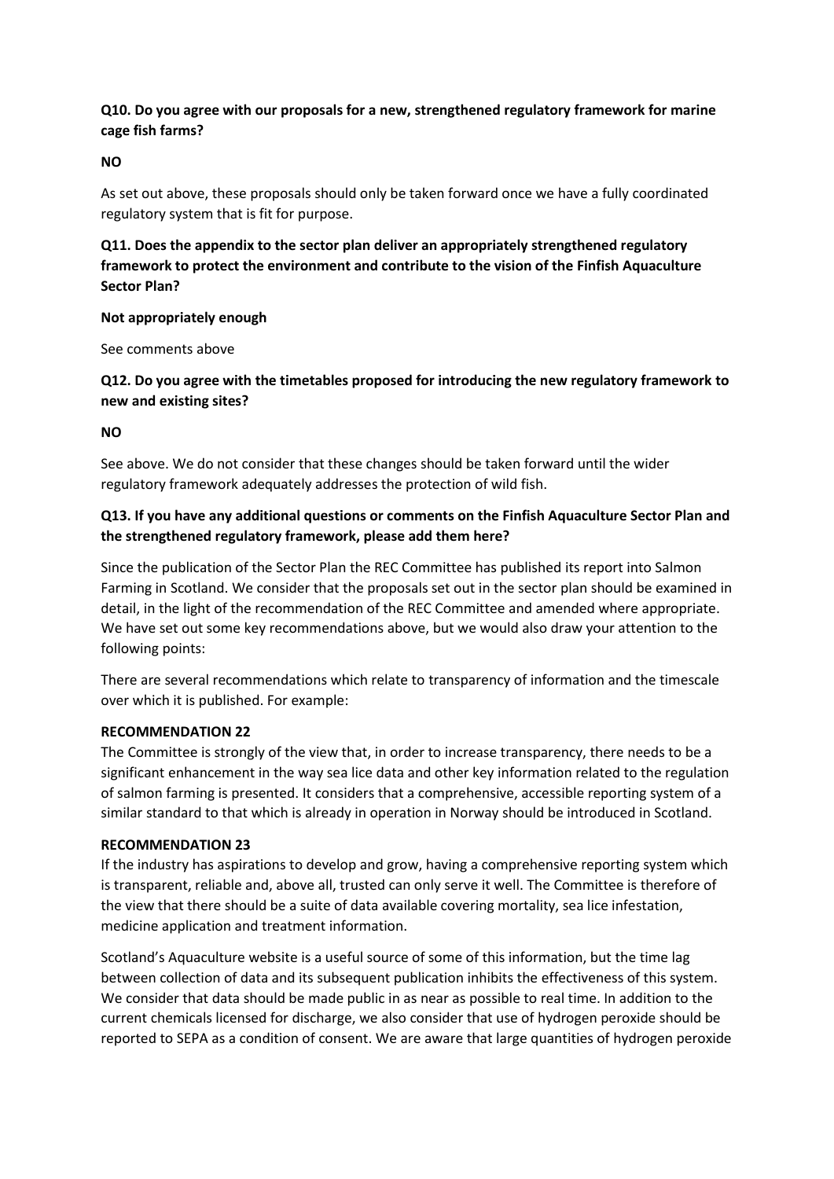**Q10. Do you agree with our proposals for a new, strengthened regulatory framework for marine cage fish farms?**

**NO**

As set out above, these proposals should only be taken forward once we have a fully coordinated regulatory system that is fit for purpose.

**Q11. Does the appendix to the sector plan deliver an appropriately strengthened regulatory framework to protect the environment and contribute to the vision of the Finfish Aquaculture Sector Plan?**

**Not appropriately enough**

See comments above

**Q12. Do you agree with the timetables proposed for introducing the new regulatory framework to new and existing sites?**

**NO**

See above. We do not consider that these changes should be taken forward until the wider regulatory framework adequately addresses the protection of wild fish.

**Q13. If you have any additional questions or comments on the Finfish Aquaculture Sector Plan and the strengthened regulatory framework, please add them here?**

Since the publication of the Sector Plan the REC Committee has published its report into Salmon Farming in Scotland. We consider that the proposals set out in the sector plan should be examined in detail, in the light of the recommendation of the REC Committee and amended where appropriate. We have set out some key recommendations above, but we would also draw your attention to the following points:

There are several recommendations which relate to transparency of information and the timescale over which it is published. For example:

**RECOMMENDATION 22**
The Committee is strongly of the view that, in order to increase transparency, there needs to be a significant enhancement in the way sea lice data and other key information related to the regulation of salmon farming is presented. It considers that a comprehensive, accessible reporting system of a similar standard to that which is already in operation in Norway should be introduced in Scotland.

**RECOMMENDATION 23**
If the industry has aspirations to develop and grow, having a comprehensive reporting system which is transparent, reliable and, above all, trusted can only serve it well. The Committee is therefore of the view that there should be a suite of data available covering mortality, sea lice infestation, medicine application and treatment information.

Scotland's Aquaculture website is a useful source of some of this information, but the time lag between collection of data and its subsequent publication inhibits the effectiveness of this system. We consider that data should be made public in as near as possible to real time. In addition to the current chemicals licensed for discharge, we also consider that use of hydrogen peroxide should be reported to SEPA as a condition of consent. We are aware that large quantities of hydrogen peroxide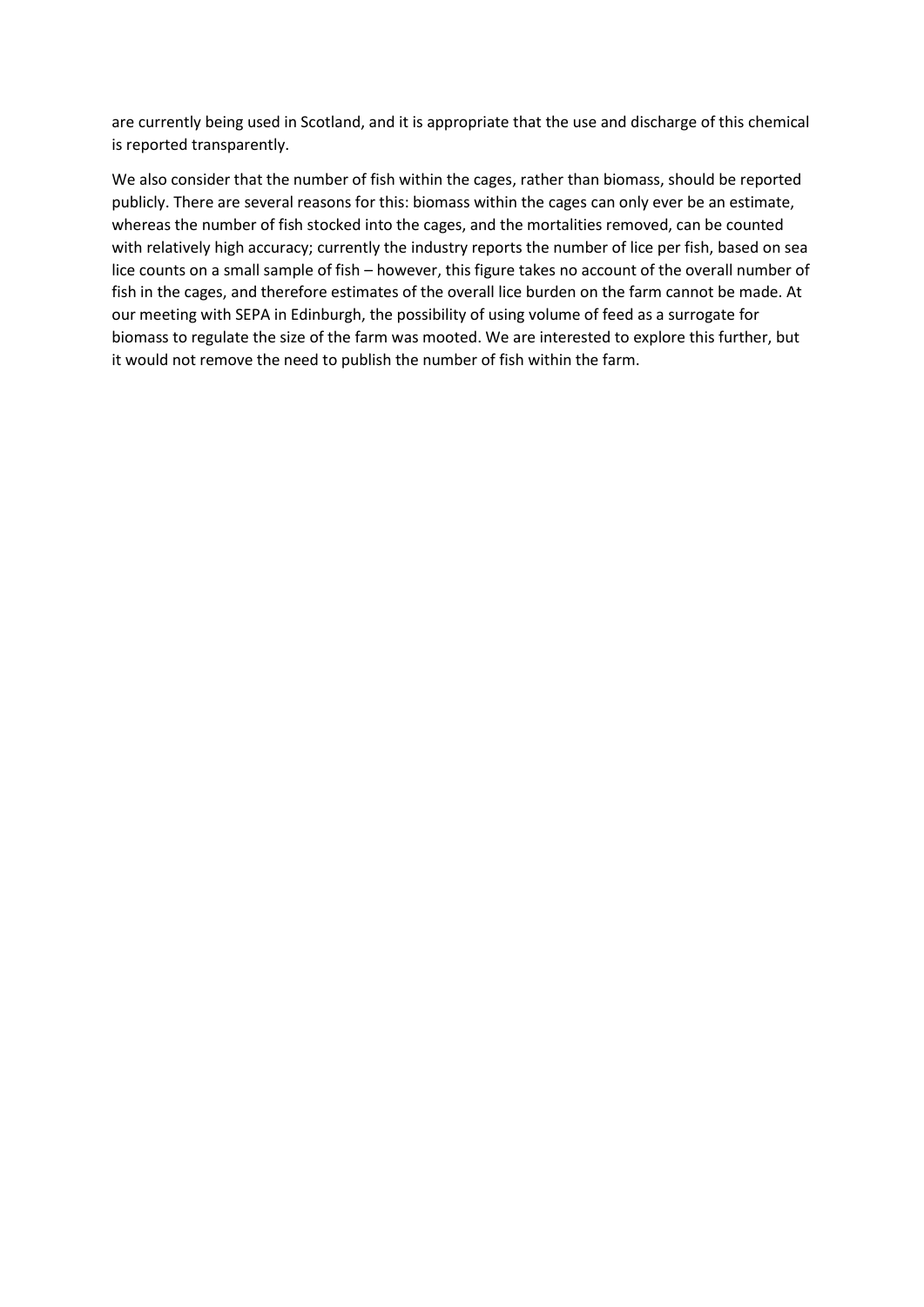are currently being used in Scotland, and it is appropriate that the use and discharge of this chemical is reported transparently.

We also consider that the number of fish within the cages, rather than biomass, should be reported publicly. There are several reasons for this: biomass within the cages can only ever be an estimate, whereas the number of fish stocked into the cages, and the mortalities removed, can be counted with relatively high accuracy; currently the industry reports the number of lice per fish, based on sea lice counts on a small sample of fish – however, this figure takes no account of the overall number of fish in the cages, and therefore estimates of the overall lice burden on the farm cannot be made. At our meeting with SEPA in Edinburgh, the possibility of using volume of feed as a surrogate for biomass to regulate the size of the farm was mooted. We are interested to explore this further, but it would not remove the need to publish the number of fish within the farm.